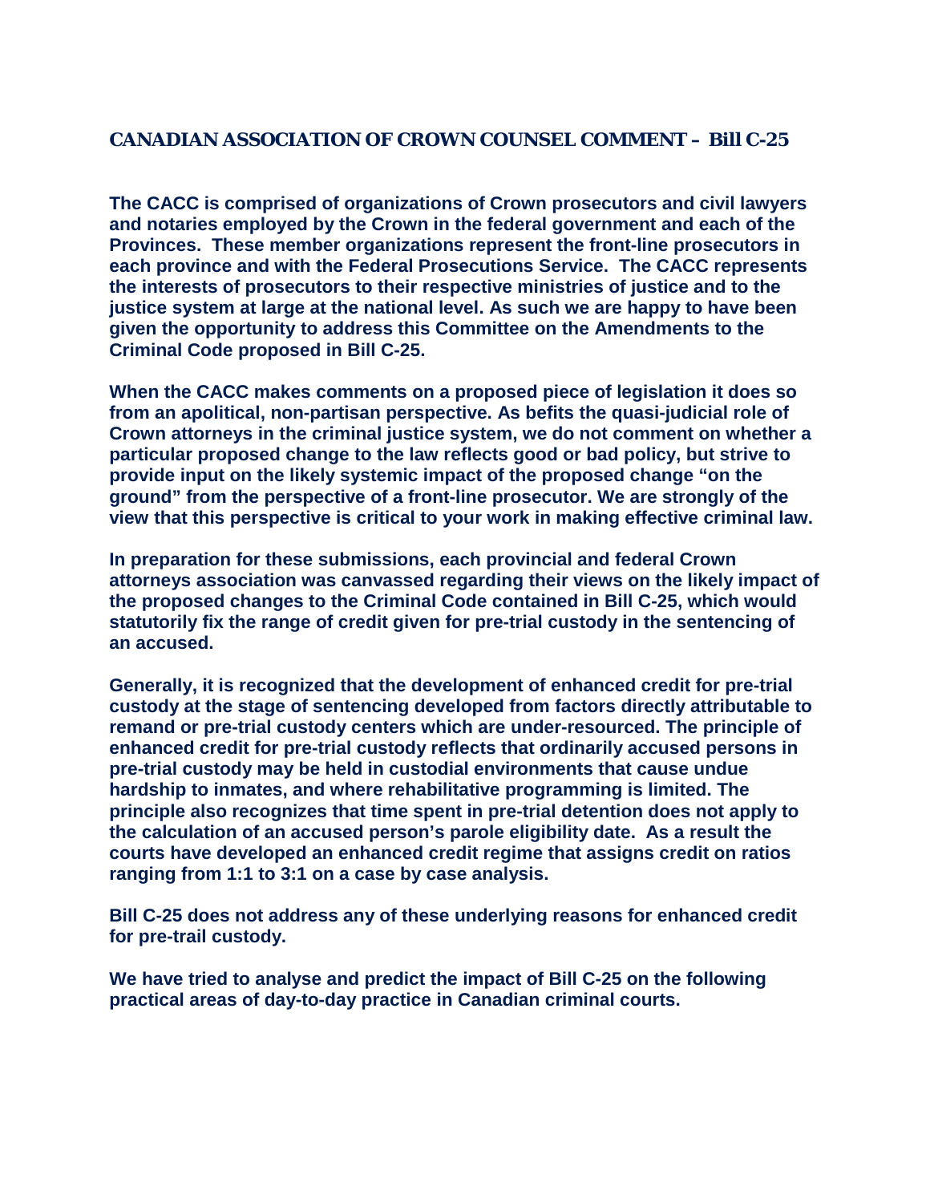## CANADIAN ASSOCIATION OF CROWN COUNSEL COMMENT – Bill C-25

**The CACC is comprised of organizations of Crown prosecutors and civil lawyers and notaries employed by the Crown in the federal government and each of the Provinces. These member organizations represent the front-line prosecutors in each province and with the Federal Prosecutions Service. The CACC represents the interests of prosecutors to their respective ministries of justice and to the justice system at large at the national level. As such we are happy to have been given the opportunity to address this Committee on the Amendments to the Criminal Code proposed in Bill C-25.**

**When the CACC makes comments on a proposed piece of legislation it does so from an apolitical, non-partisan perspective. As befits the quasi-judicial role of Crown attorneys in the criminal justice system, we do not comment on whether a particular proposed change to the law reflects good or bad policy, but strive to provide input on the likely systemic impact of the proposed change "on the ground" from the perspective of a front-line prosecutor. We are strongly of the view that this perspective is critical to your work in making effective criminal law.**

**In preparation for these submissions, each provincial and federal Crown attorneys association was canvassed regarding their views on the likely impact of the proposed changes to the Criminal Code contained in Bill C-25, which would statutorily fix the range of credit given for pre-trial custody in the sentencing of an accused.**

**Generally, it is recognized that the development of enhanced credit for pre-trial custody at the stage of sentencing developed from factors directly attributable to remand or pre-trial custody centers which are under-resourced. The principle of enhanced credit for pre-trial custody reflects that ordinarily accused persons in pre-trial custody may be held in custodial environments that cause undue hardship to inmates, and where rehabilitative programming is limited. The principle also recognizes that time spent in pre-trial detention does not apply to the calculation of an accused person's parole eligibility date. As a result the courts have developed an enhanced credit regime that assigns credit on ratios ranging from 1:1 to 3:1 on a case by case analysis.**

**Bill C-25 does not address any of these underlying reasons for enhanced credit for pre-trail custody.**

**We have tried to analyse and predict the impact of Bill C-25 on the following practical areas of day-to-day practice in Canadian criminal courts.**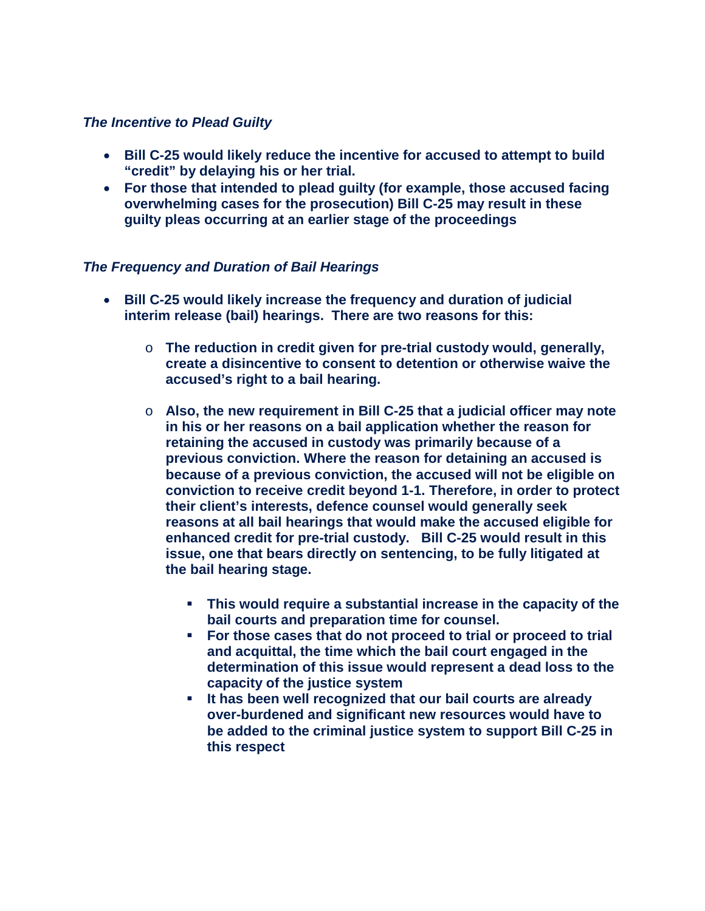*The Incentive to Plead Guilty*

- **Bill C-25 would likely reduce the incentive for accused to attempt to build "credit" by delaying his or her trial.**
- **For those that intended to plead guilty (for example, those accused facing overwhelming cases for the prosecution) Bill C-25 may result in these guilty pleas occurring at an earlier stage of the proceedings**

*The Frequency and Duration of Bail Hearings*

- **Bill C-25 would likely increase the frequency and duration of judicial interim release (bail) hearings. There are two reasons for this:**
  - **The reduction in credit given for pre-trial custody would, generally, create a disincentive to consent to detention or otherwise waive the accused's right to a bail hearing.**
  - **Also, the new requirement in Bill C-25 that a judicial officer may note in his or her reasons on a bail application whether the reason for retaining the accused in custody was primarily because of a previous conviction. Where the reason for detaining an accused is because of a previous conviction, the accused will not be eligible on conviction to receive credit beyond 1-1. Therefore, in order to protect their client's interests, defence counsel would generally seek reasons at all bail hearings that would make the accused eligible for enhanced credit for pre-trial custody. Bill C-25 would result in this issue, one that bears directly on sentencing, to be fully litigated at the bail hearing stage.**
    - **This would require a substantial increase in the capacity of the bail courts and preparation time for counsel.**
    - **For those cases that do not proceed to trial or proceed to trial and acquittal, the time which the bail court engaged in the determination of this issue would represent a dead loss to the capacity of the justice system**
    - **It has been well recognized that our bail courts are already over-burdened and significant new resources would have to be added to the criminal justice system to support Bill C-25 in this respect**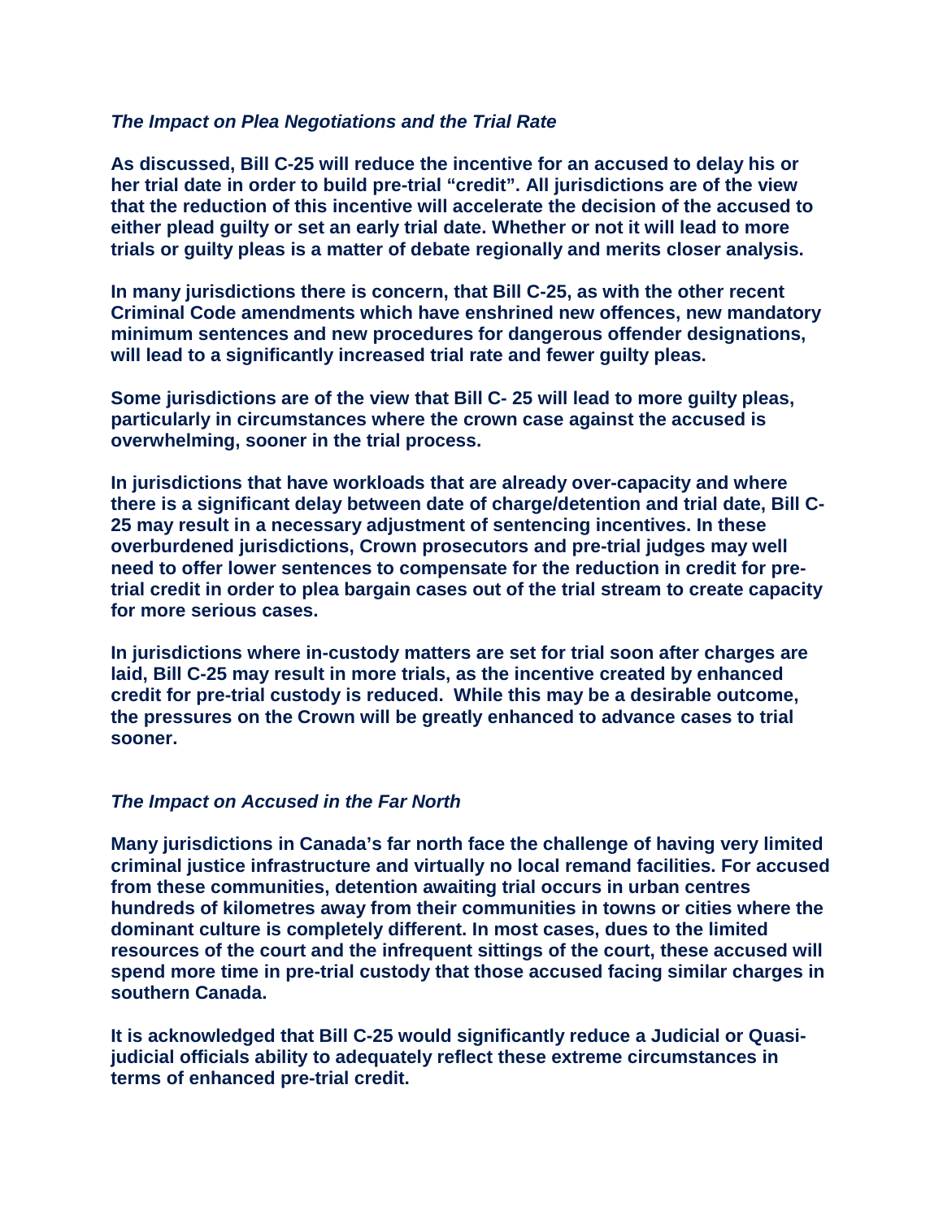### *The Impact on Plea Negotiations and the Trial Rate*

**As discussed, Bill C-25 will reduce the incentive for an accused to delay his or her trial date in order to build pre-trial "credit". All jurisdictions are of the view that the reduction of this incentive will accelerate the decision of the accused to either plead guilty or set an early trial date. Whether or not it will lead to more trials or guilty pleas is a matter of debate regionally and merits closer analysis.**

**In many jurisdictions there is concern, that Bill C-25, as with the other recent Criminal Code amendments which have enshrined new offences, new mandatory minimum sentences and new procedures for dangerous offender designations, will lead to a significantly increased trial rate and fewer guilty pleas.**

**Some jurisdictions are of the view that Bill C- 25 will lead to more guilty pleas, particularly in circumstances where the crown case against the accused is overwhelming, sooner in the trial process.**

**In jurisdictions that have workloads that are already over-capacity and where there is a significant delay between date of charge/detention and trial date, Bill C-25 may result in a necessary adjustment of sentencing incentives. In these overburdened jurisdictions, Crown prosecutors and pre-trial judges may well need to offer lower sentences to compensate for the reduction in credit for pre-trial credit in order to plea bargain cases out of the trial stream to create capacity for more serious cases.**

**In jurisdictions where in-custody matters are set for trial soon after charges are laid, Bill C-25 may result in more trials, as the incentive created by enhanced credit for pre-trial custody is reduced. While this may be a desirable outcome, the pressures on the Crown will be greatly enhanced to advance cases to trial sooner.**

### *The Impact on Accused in the Far North*

**Many jurisdictions in Canada's far north face the challenge of having very limited criminal justice infrastructure and virtually no local remand facilities. For accused from these communities, detention awaiting trial occurs in urban centres hundreds of kilometres away from their communities in towns or cities where the dominant culture is completely different. In most cases, dues to the limited resources of the court and the infrequent sittings of the court, these accused will spend more time in pre-trial custody that those accused facing similar charges in southern Canada.**

**It is acknowledged that Bill C-25 would significantly reduce a Judicial or Quasi-judicial officials ability to adequately reflect these extreme circumstances in terms of enhanced pre-trial credit.**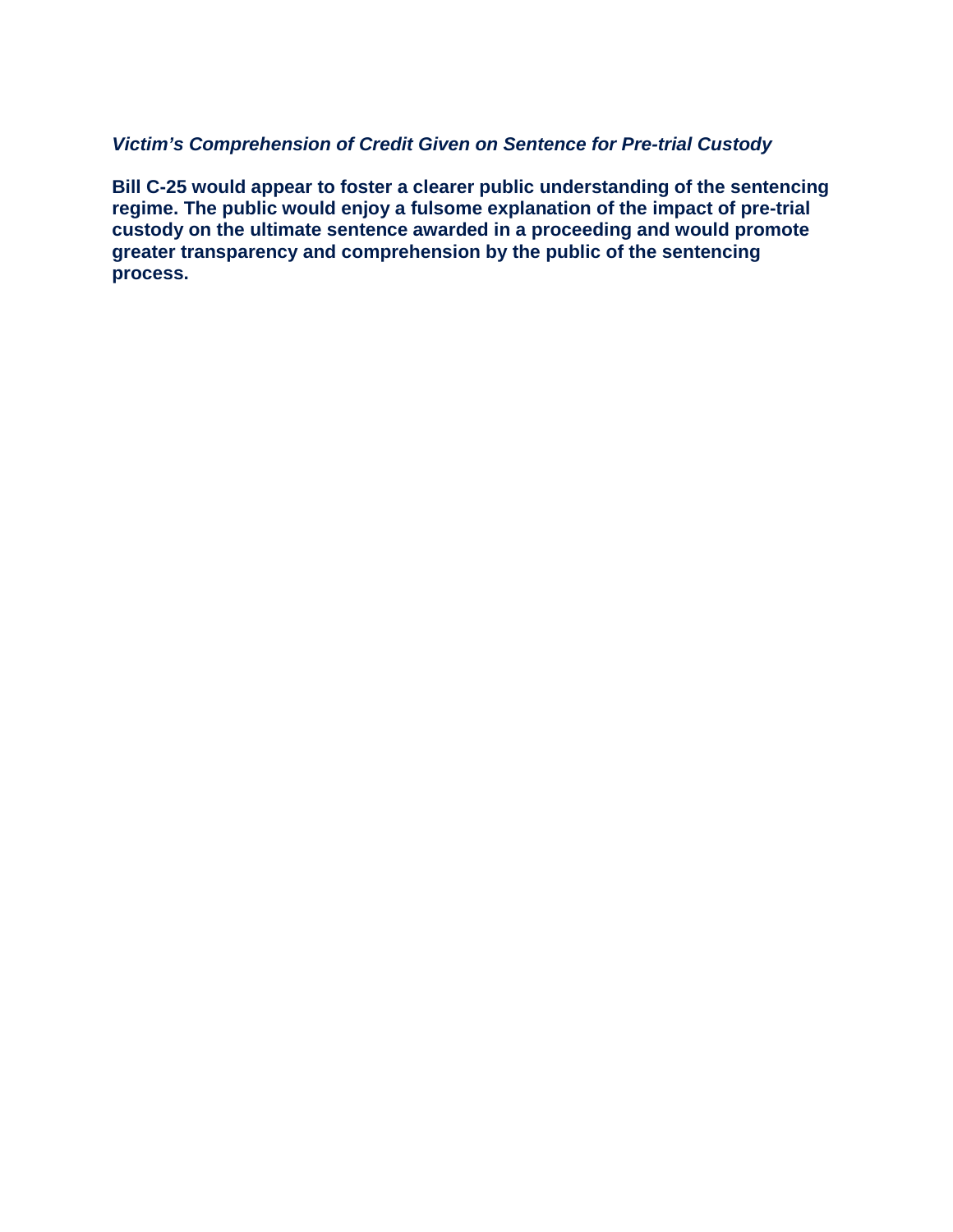***Victim's Comprehension of Credit Given on Sentence for Pre-trial Custody***

**Bill C-25 would appear to foster a clearer public understanding of the sentencing regime. The public would enjoy a fulsome explanation of the impact of pre-trial custody on the ultimate sentence awarded in a proceeding and would promote greater transparency and comprehension by the public of the sentencing process.**